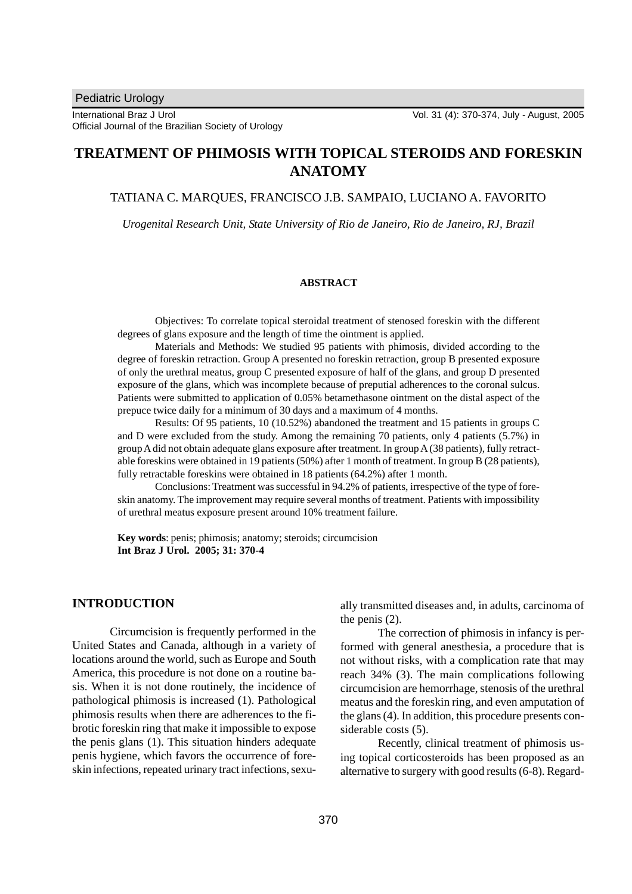Pediatric Urology

International Braz J Urol
Official Journal of the Brazilian Society of Urology

# TREATMENT OF PHIMOSIS WITH TOPICAL STEROIDS AND FORESKIN ANATOMY

TATIANA C. MARQUES, FRANCISCO J.B. SAMPAIO, LUCIANO A. FAVORITO

*Urogenital Research Unit, State University of Rio de Janeiro, Rio de Janeiro, RJ, Brazil*

## ABSTRACT

Objectives: To correlate topical steroidal treatment of stenosed foreskin with the different degrees of glans exposure and the length of time the ointment is applied.

Materials and Methods: We studied 95 patients with phimosis, divided according to the degree of foreskin retraction. Group A presented no foreskin retraction, group B presented exposure of only the urethral meatus, group C presented exposure of half of the glans, and group D presented exposure of the glans, which was incomplete because of preputial adherences to the coronal sulcus. Patients were submitted to application of 0.05% betamethasone ointment on the distal aspect of the prepuce twice daily for a minimum of 30 days and a maximum of 4 months.

Results: Of 95 patients, 10 (10.52%) abandoned the treatment and 15 patients in groups C and D were excluded from the study. Among the remaining 70 patients, only 4 patients (5.7%) in group A did not obtain adequate glans exposure after treatment. In group A (38 patients), fully retractable foreskins were obtained in 19 patients (50%) after 1 month of treatment. In group B (28 patients), fully retractable foreskins were obtained in 18 patients (64.2%) after 1 month.

Conclusions: Treatment was successful in 94.2% of patients, irrespective of the type of foreskin anatomy. The improvement may require several months of treatment. Patients with impossibility of urethral meatus exposure present around 10% treatment failure.

**Key words**: penis; phimosis; anatomy; steroids; circumcision
**Int Braz J Urol. 2005; 31: 370-4**

## INTRODUCTION

Circumcision is frequently performed in the United States and Canada, although in a variety of locations around the world, such as Europe and South America, this procedure is not done on a routine basis. When it is not done routinely, the incidence of pathological phimosis is increased (1). Pathological phimosis results when there are adherences to the fibrotic foreskin ring that make it impossible to expose the penis glans (1). This situation hinders adequate penis hygiene, which favors the occurrence of foreskin infections, repeated urinary tract infections, sexually transmitted diseases and, in adults, carcinoma of the penis (2).

The correction of phimosis in infancy is performed with general anesthesia, a procedure that is not without risks, with a complication rate that may reach 34% (3). The main complications following circumcision are hemorrhage, stenosis of the urethral meatus and the foreskin ring, and even amputation of the glans (4). In addition, this procedure presents considerable costs (5).

Recently, clinical treatment of phimosis using topical corticosteroids has been proposed as an alternative to surgery with good results (6-8). Regard-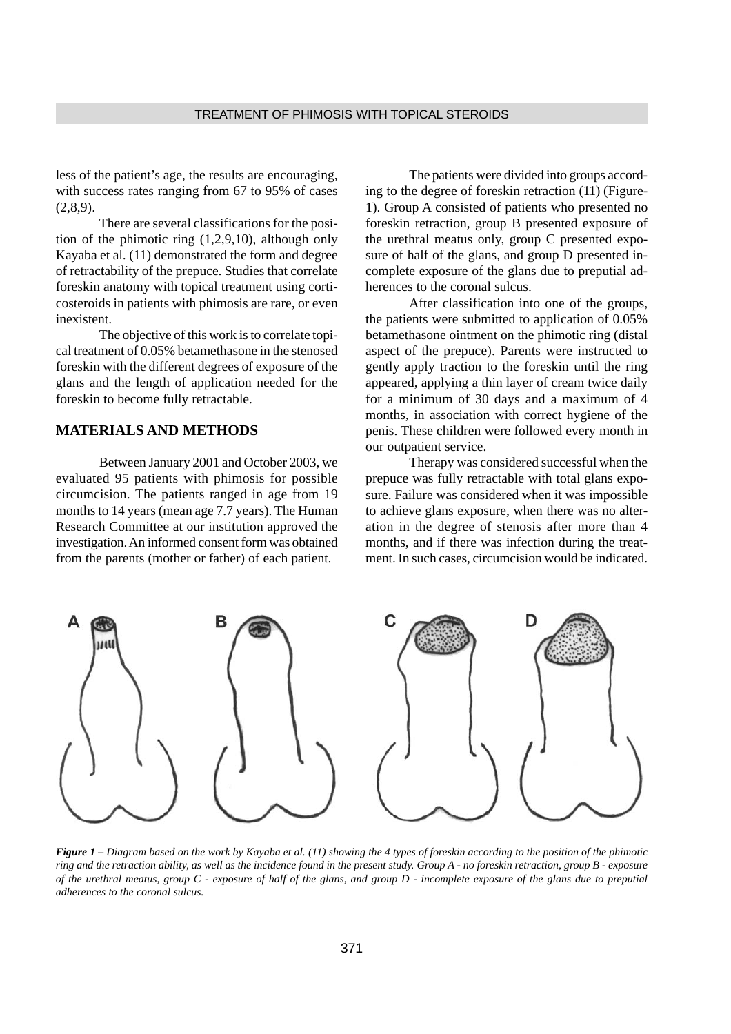less of the patient's age, the results are encouraging, with success rates ranging from 67 to 95% of cases (2,8,9).

There are several classifications for the position of the phimotic ring (1,2,9,10), although only Kayaba et al. (11) demonstrated the form and degree of retractability of the prepuce. Studies that correlate foreskin anatomy with topical treatment using corticosteroids in patients with phimosis are rare, or even inexistent.

The objective of this work is to correlate topical treatment of 0.05% betamethasone in the stenosed foreskin with the different degrees of exposure of the glans and the length of application needed for the foreskin to become fully retractable.

## MATERIALS AND METHODS

Between January 2001 and October 2003, we evaluated 95 patients with phimosis for possible circumcision. The patients ranged in age from 19 months to 14 years (mean age 7.7 years). The Human Research Committee at our institution approved the investigation. An informed consent form was obtained from the parents (mother or father) of each patient.

The patients were divided into groups according to the degree of foreskin retraction (11) (Figure-1). Group A consisted of patients who presented no foreskin retraction, group B presented exposure of the urethral meatus only, group C presented exposure of half of the glans, and group D presented incomplete exposure of the glans due to preputial adherences to the coronal sulcus.

After classification into one of the groups, the patients were submitted to application of 0.05% betamethasone ointment on the phimotic ring (distal aspect of the prepuce). Parents were instructed to gently apply traction to the foreskin until the ring appeared, applying a thin layer of cream twice daily for a minimum of 30 days and a maximum of 4 months, in association with correct hygiene of the penis. These children were followed every month in our outpatient service.

Therapy was considered successful when the prepuce was fully retractable with total glans exposure. Failure was considered when it was impossible to achieve glans exposure, when there was no alteration in the degree of stenosis after more than 4 months, and if there was infection during the treatment. In such cases, circumcision would be indicated.

***Figure 1** – Diagram based on the work by Kayaba et al. (11) showing the 4 types of foreskin according to the position of the phimotic ring and the retraction ability, as well as the incidence found in the present study. Group A - no foreskin retraction, group B - exposure of the urethral meatus, group C - exposure of half of the glans, and group D - incomplete exposure of the glans due to preputial adherences to the coronal sulcus.*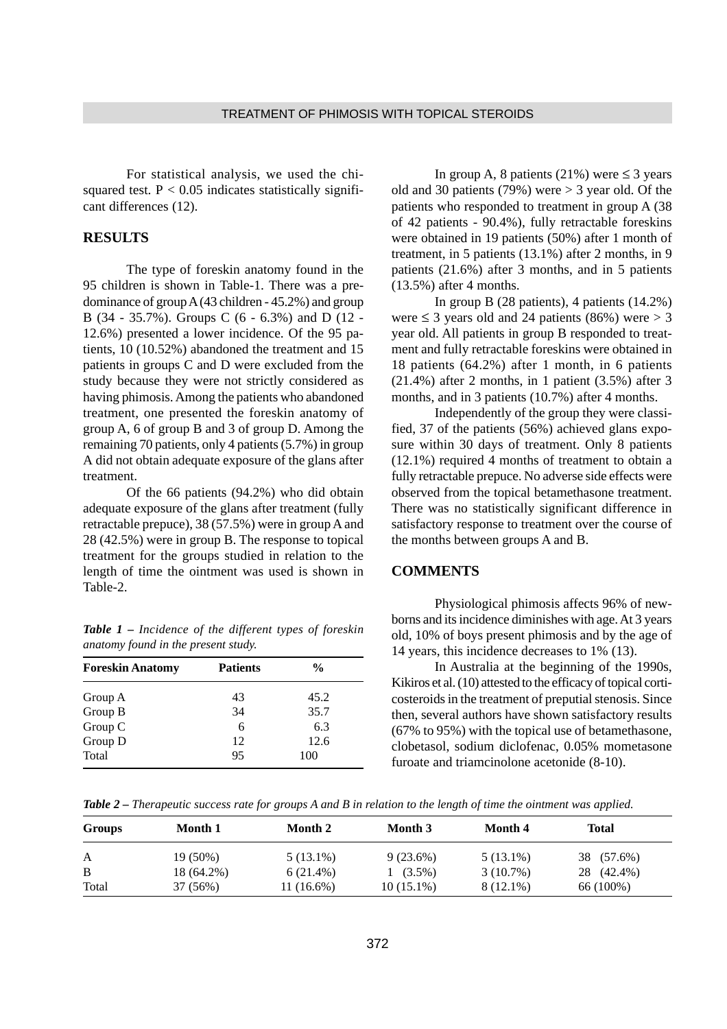For statistical analysis, we used the chi-squared test. $P < 0.05$ indicates statistically significant differences (12).

## RESULTS

The type of foreskin anatomy found in the 95 children is shown in Table-1. There was a predominance of group A (43 children - 45.2%) and group B (34 - 35.7%). Groups C (6 - 6.3%) and D (12 - 12.6%) presented a lower incidence. Of the 95 patients, 10 (10.52%) abandoned the treatment and 15 patients in groups C and D were excluded from the study because they were not strictly considered as having phimosis. Among the patients who abandoned treatment, one presented the foreskin anatomy of group A, 6 of group B and 3 of group D. Among the remaining 70 patients, only 4 patients (5.7%) in group A did not obtain adequate exposure of the glans after treatment.

Of the 66 patients (94.2%) who did obtain adequate exposure of the glans after treatment (fully retractable prepuce), 38 (57.5%) were in group A and 28 (42.5%) were in group B. The response to topical treatment for the groups studied in relation to the length of time the ointment was used is shown in Table-2.

***Table 1*** *– Incidence of the different types of foreskin anatomy found in the present study.*

| Foreskin Anatomy | Patients | % |
|---|---|---|
| Group A | 43 | 45.2 |
| Group B | 34 | 35.7 |
| Group C | 6 | 6.3 |
| Group D | 12 | 12.6 |
| Total | 95 | 100 |

In group A, 8 patients (21%) were $\leq 3$ years old and 30 patients (79%) were $> 3$ year old. Of the patients who responded to treatment in group A (38 of 42 patients - 90.4%), fully retractable foreskins were obtained in 19 patients (50%) after 1 month of treatment, in 5 patients (13.1%) after 2 months, in 9 patients (21.6%) after 3 months, and in 5 patients (13.5%) after 4 months.

In group B (28 patients), 4 patients (14.2%) were $\leq 3$ years old and 24 patients (86%) were $> 3$ year old. All patients in group B responded to treatment and fully retractable foreskins were obtained in 18 patients (64.2%) after 1 month, in 6 patients (21.4%) after 2 months, in 1 patient (3.5%) after 3 months, and in 3 patients (10.7%) after 4 months.

Independently of the group they were classified, 37 of the patients (56%) achieved glans exposure within 30 days of treatment. Only 8 patients (12.1%) required 4 months of treatment to obtain a fully retractable prepuce. No adverse side effects were observed from the topical betamethasone treatment. There was no statistically significant difference in satisfactory response to treatment over the course of the months between groups A and B.

## COMMENTS

Physiological phimosis affects 96% of newborns and its incidence diminishes with age. At 3 years old, 10% of boys present phimosis and by the age of 14 years, this incidence decreases to 1% (13).

In Australia at the beginning of the 1990s, Kikiros et al. (10) attested to the efficacy of topical corticosteroids in the treatment of preputial stenosis. Since then, several authors have shown satisfactory results (67% to 95%) with the topical use of betamethasone, clobetasol, sodium diclofenac, 0.05% mometasone furoate and triamcinolone acetonide (8-10).

***Table 2*** *– Therapeutic success rate for groups A and B in relation to the length of time the ointment was applied.*

| Groups | Month 1 | Month 2 | Month 3 | Month 4 | Total |
|---|---|---|---|---|---|
| A | 19 (50%) | 5 (13.1%) | 9 (23.6%) | 5 (13.1%) | 38 (57.6%) |
| B | 18 (64.2%) | 6 (21.4%) | 1 (3.5%) | 3 (10.7%) | 28 (42.4%) |
| Total | 37 (56%) | 11 (16.6%) | 10 (15.1%) | 8 (12.1%) | 66 (100%) |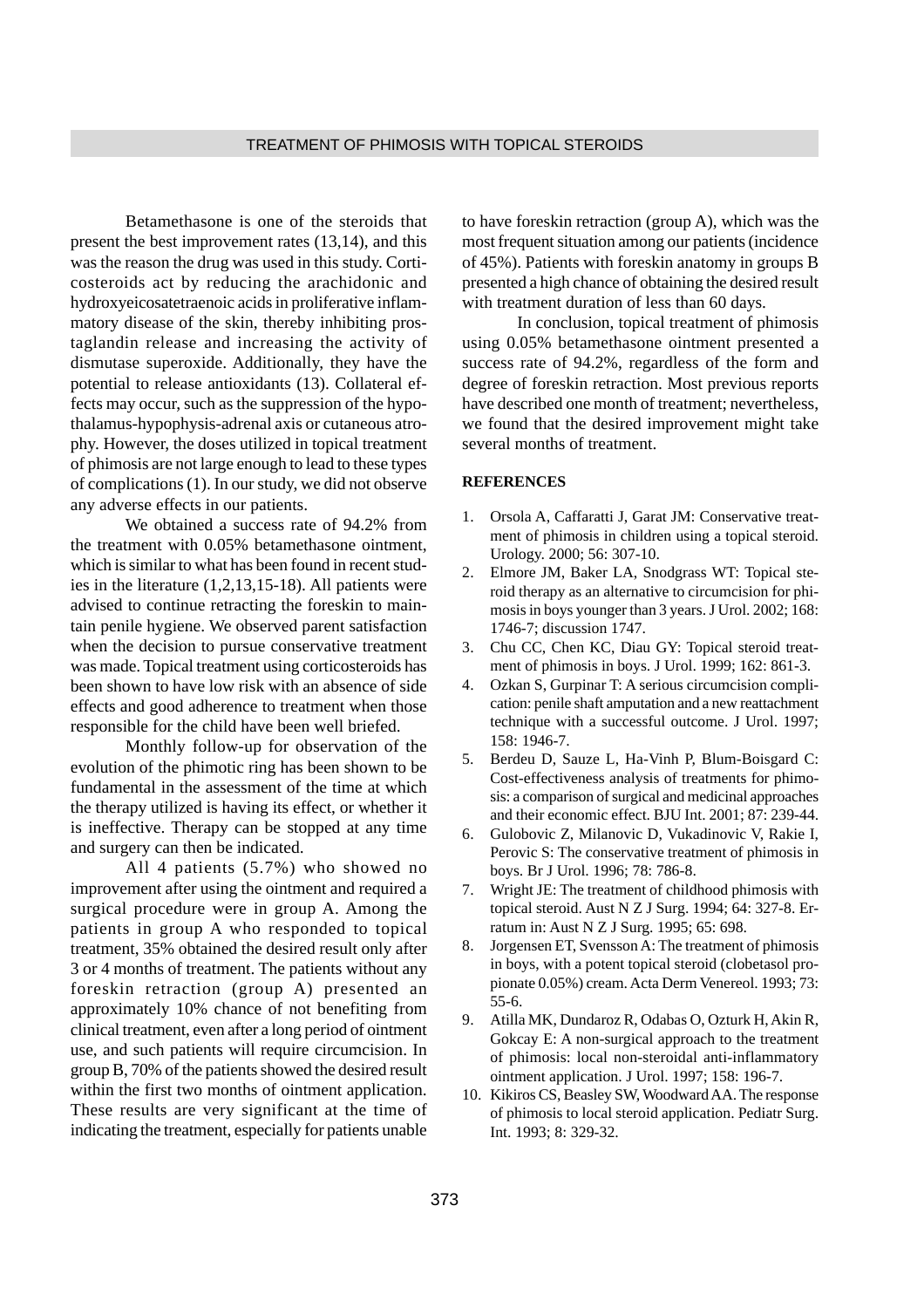Betamethasone is one of the steroids that present the best improvement rates (13,14), and this was the reason the drug was used in this study. Corticosteroids act by reducing the arachidonic and hydroxyeicosatetraenoic acids in proliferative inflammatory disease of the skin, thereby inhibiting prostaglandin release and increasing the activity of dismutase superoxide. Additionally, they have the potential to release antioxidants (13). Collateral effects may occur, such as the suppression of the hypothalamus-hypophysis-adrenal axis or cutaneous atrophy. However, the doses utilized in topical treatment of phimosis are not large enough to lead to these types of complications (1). In our study, we did not observe any adverse effects in our patients.

We obtained a success rate of 94.2% from the treatment with 0.05% betamethasone ointment, which is similar to what has been found in recent studies in the literature (1,2,13,15-18). All patients were advised to continue retracting the foreskin to maintain penile hygiene. We observed parent satisfaction when the decision to pursue conservative treatment was made. Topical treatment using corticosteroids has been shown to have low risk with an absence of side effects and good adherence to treatment when those responsible for the child have been well briefed.

Monthly follow-up for observation of the evolution of the phimotic ring has been shown to be fundamental in the assessment of the time at which the therapy utilized is having its effect, or whether it is ineffective. Therapy can be stopped at any time and surgery can then be indicated.

All 4 patients (5.7%) who showed no improvement after using the ointment and required a surgical procedure were in group A. Among the patients in group A who responded to topical treatment, 35% obtained the desired result only after 3 or 4 months of treatment. The patients without any foreskin retraction (group A) presented an approximately 10% chance of not benefiting from clinical treatment, even after a long period of ointment use, and such patients will require circumcision. In group B, 70% of the patients showed the desired result within the first two months of ointment application. These results are very significant at the time of indicating the treatment, especially for patients unable to have foreskin retraction (group A), which was the most frequent situation among our patients (incidence of 45%). Patients with foreskin anatomy in groups B presented a high chance of obtaining the desired result with treatment duration of less than 60 days.

In conclusion, topical treatment of phimosis using 0.05% betamethasone ointment presented a success rate of 94.2%, regardless of the form and degree of foreskin retraction. Most previous reports have described one month of treatment; nevertheless, we found that the desired improvement might take several months of treatment.

## REFERENCES

1. Orsola A, Caffaratti J, Garat JM: Conservative treatment of phimosis in children using a topical steroid. Urology. 2000; 56: 307-10.
2. Elmore JM, Baker LA, Snodgrass WT: Topical steroid therapy as an alternative to circumcision for phimosis in boys younger than 3 years. J Urol. 2002; 168: 1746-7; discussion 1747.
3. Chu CC, Chen KC, Diau GY: Topical steroid treatment of phimosis in boys. J Urol. 1999; 162: 861-3.
4. Ozkan S, Gurpinar T: A serious circumcision complication: penile shaft amputation and a new reattachment technique with a successful outcome. J Urol. 1997; 158: 1946-7.
5. Berdeu D, Sauze L, Ha-Vinh P, Blum-Boisgard C: Cost-effectiveness analysis of treatments for phimosis: a comparison of surgical and medicinal approaches and their economic effect. BJU Int. 2001; 87: 239-44.
6. Gulobovic Z, Milanovic D, Vukadinovic V, Rakie I, Perovic S: The conservative treatment of phimosis in boys. Br J Urol. 1996; 78: 786-8.
7. Wright JE: The treatment of childhood phimosis with topical steroid. Aust N Z J Surg. 1994; 64: 327-8. Erratum in: Aust N Z J Surg. 1995; 65: 698.
8. Jorgensen ET, Svensson A: The treatment of phimosis in boys, with a potent topical steroid (clobetasol propionate 0.05%) cream. Acta Derm Venereol. 1993; 73: 55-6.
9. Atilla MK, Dundaroz R, Odabas O, Ozturk H, Akin R, Gokcay E: A non-surgical approach to the treatment of phimosis: local non-steroidal anti-inflammatory ointment application. J Urol. 1997; 158: 196-7.
10. Kikiros CS, Beasley SW, Woodward AA. The response of phimosis to local steroid application. Pediatr Surg. Int. 1993; 8: 329-32.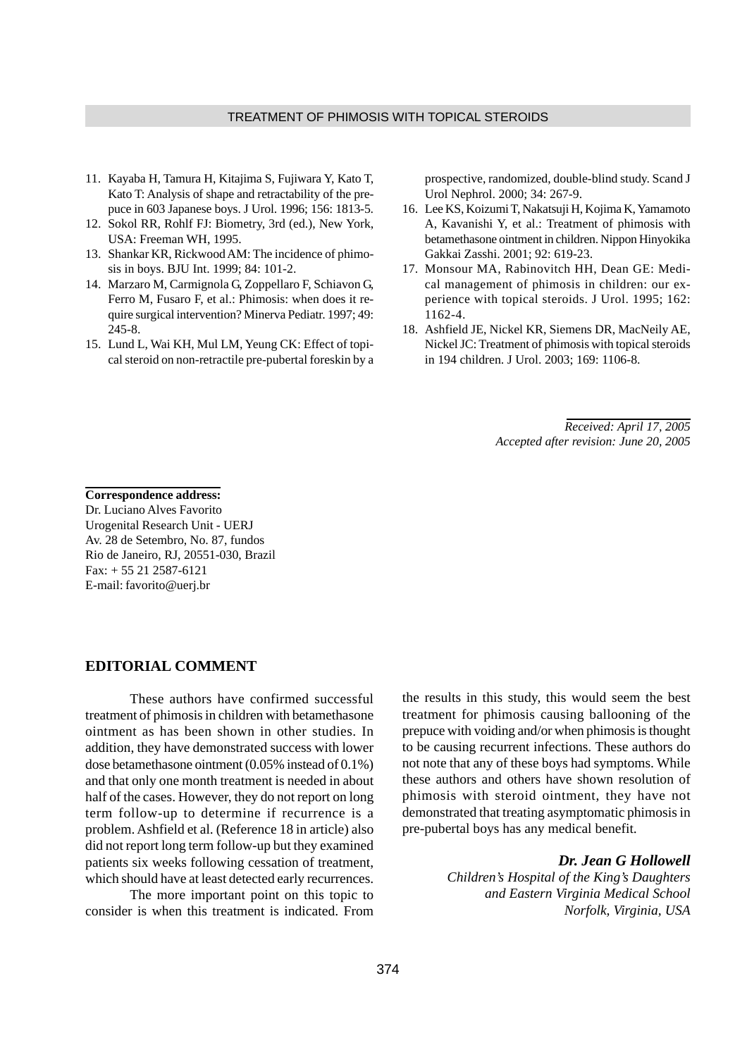11. Kayaba H, Tamura H, Kitajima S, Fujiwara Y, Kato T, Kato T: Analysis of shape and retractability of the prepuce in 603 Japanese boys. J Urol. 1996; 156: 1813-5.
12. Sokol RR, Rohlf FJ: Biometry, 3rd (ed.), New York, USA: Freeman WH, 1995.
13. Shankar KR, Rickwood AM: The incidence of phimosis in boys. BJU Int. 1999; 84: 101-2.
14. Marzaro M, Carmignola G, Zoppellaro F, Schiavon G, Ferro M, Fusaro F, et al.: Phimosis: when does it require surgical intervention? Minerva Pediatr. 1997; 49: 245-8.
15. Lund L, Wai KH, Mul LM, Yeung CK: Effect of topical steroid on non-retractile pre-pubertal foreskin by a prospective, randomized, double-blind study. Scand J Urol Nephrol. 2000; 34: 267-9.
16. Lee KS, Koizumi T, Nakatsuji H, Kojima K, Yamamoto A, Kavanishi Y, et al.: Treatment of phimosis with betamethasone ointment in children. Nippon Hinyokika Gakkai Zasshi. 2001; 92: 619-23.
17. Monsour MA, Rabinovitch HH, Dean GE: Medical management of phimosis in children: our experience with topical steroids. J Urol. 1995; 162: 1162-4.
18. Ashfield JE, Nickel KR, Siemens DR, MacNeily AE, Nickel JC: Treatment of phimosis with topical steroids in 194 children. J Urol. 2003; 169: 1106-8.

*Received: April 17, 2005*
*Accepted after revision: June 20, 2005*

**Correspondence address:**
Dr. Luciano Alves Favorito
Urogenital Research Unit - UERJ
Av. 28 de Setembro, No. 87, fundos
Rio de Janeiro, RJ, 20551-030, Brazil
Fax: + 55 21 2587-6121
E-mail: favorito@uerj.br

## EDITORIAL COMMENT

These authors have confirmed successful treatment of phimosis in children with betamethasone ointment as has been shown in other studies. In addition, they have demonstrated success with lower dose betamethasone ointment (0.05% instead of 0.1%) and that only one month treatment is needed in about half of the cases. However, they do not report on long term follow-up to determine if recurrence is a problem. Ashfield et al. (Reference 18 in article) also did not report long term follow-up but they examined patients six weeks following cessation of treatment, which should have at least detected early recurrences.

The more important point on this topic to consider is when this treatment is indicated. From the results in this study, this would seem the best treatment for phimosis causing ballooning of the prepuce with voiding and/or when phimosis is thought to be causing recurrent infections. These authors do not note that any of these boys had symptoms. While these authors and others have shown resolution of phimosis with steroid ointment, they have not demonstrated that treating asymptomatic phimosis in pre-pubertal boys has any medical benefit.

***Dr. Jean G Hollowell***
*Children's Hospital of the King's Daughters and Eastern Virginia Medical School*
*Norfolk, Virginia, USA*